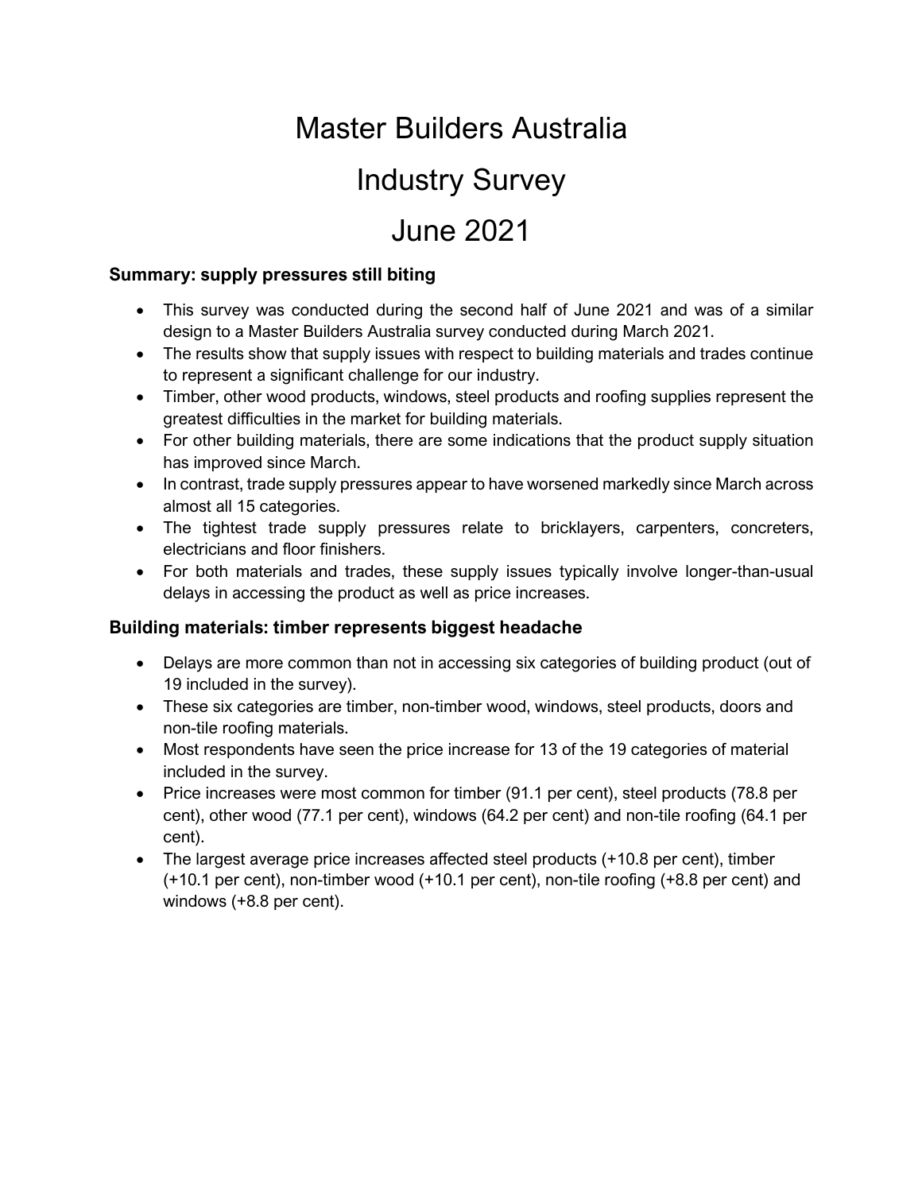# Master Builders Australia

# Industry Survey

# June 2021

### Summary: supply pressures still biting

- This survey was conducted during the second half of June 2021 and was of a similar design to a Master Builders Australia survey conducted during March 2021.
- The results show that supply issues with respect to building materials and trades continue to represent a significant challenge for our industry.
- Timber, other wood products, windows, steel products and roofing supplies represent the greatest difficulties in the market for building materials.
- For other building materials, there are some indications that the product supply situation has improved since March.
- In contrast, trade supply pressures appear to have worsened markedly since March across almost all 15 categories.
- The tightest trade supply pressures relate to bricklayers, carpenters, concreters, electricians and floor finishers.
- For both materials and trades, these supply issues typically involve longer-than-usual delays in accessing the product as well as price increases.

### Building materials: timber represents biggest headache

- Delays are more common than not in accessing six categories of building product (out of 19 included in the survey).
- These six categories are timber, non-timber wood, windows, steel products, doors and non-tile roofing materials.
- Most respondents have seen the price increase for 13 of the 19 categories of material included in the survey.
- Price increases were most common for timber (91.1 per cent), steel products (78.8 per cent), other wood (77.1 per cent), windows (64.2 per cent) and non-tile roofing (64.1 per cent).
- The largest average price increases affected steel products (+10.8 per cent), timber (+10.1 per cent), non-timber wood (+10.1 per cent), non-tile roofing (+8.8 per cent) and windows (+8.8 per cent).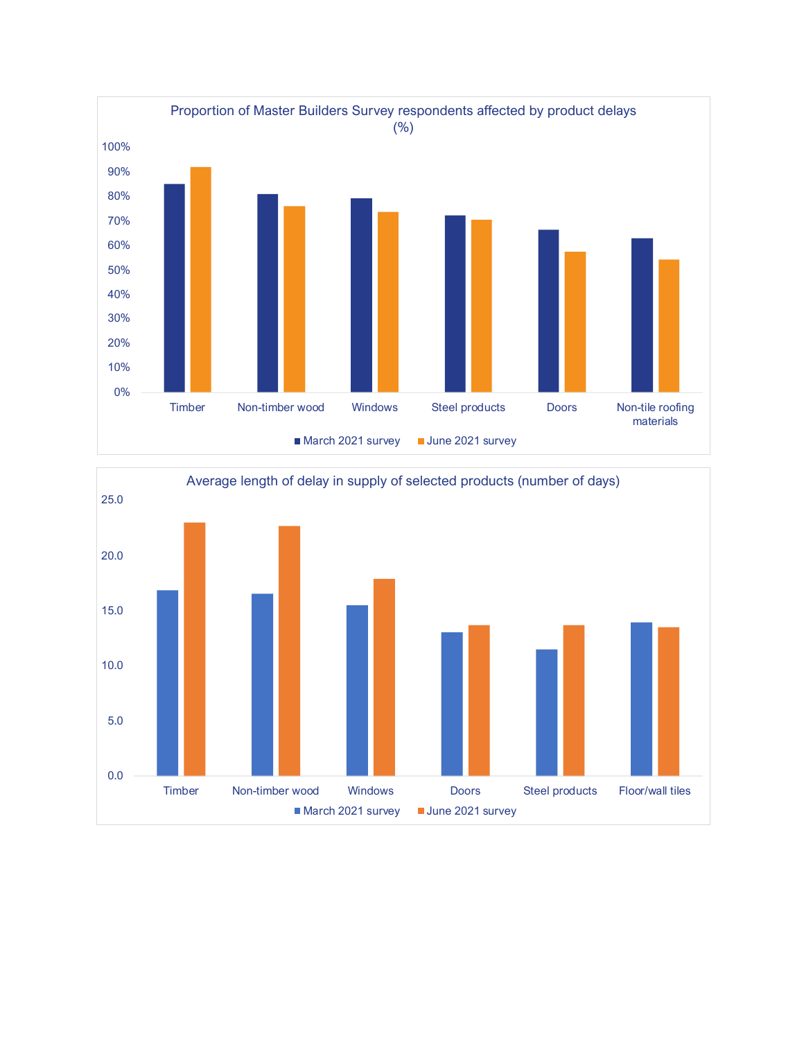Proportion of Master Builders Survey respondents affected by product delays (%)

100%
90%
80%
70%
60%
50%
40%
30%
20%
10%
0%

Timber | Non-timber wood | Windows | Steel products | Doors | Non-tile roofing materials

■ March 2021 survey ■ June 2021 survey

Average length of delay in supply of selected products (number of days)

25.0
20.0
15.0
10.0
5.0
0.0

Timber | Non-timber wood | Windows | Doors | Steel products | Floor/wall tiles

■ March 2021 survey ■ June 2021 survey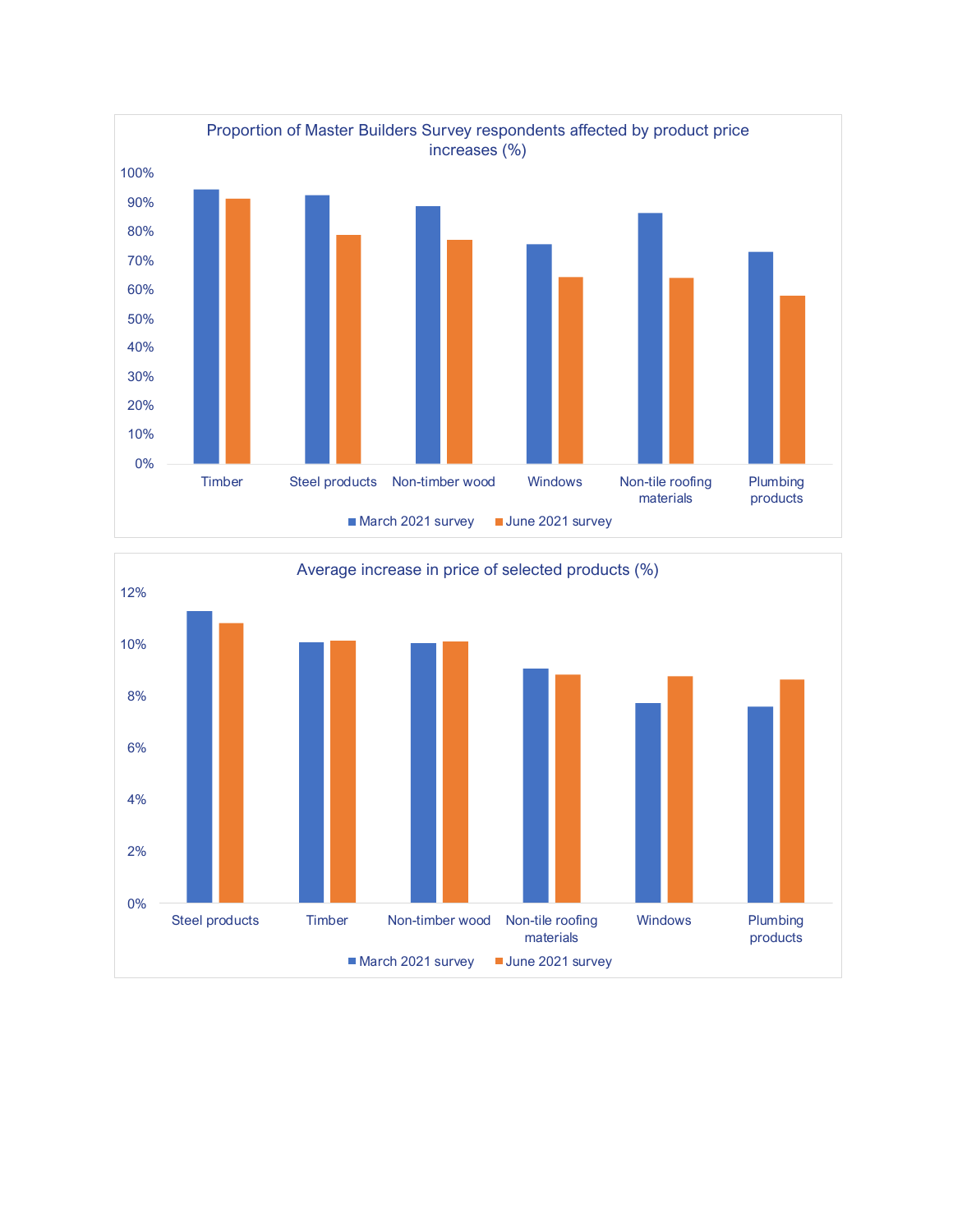Proportion of Master Builders Survey respondents affected by product price increases (%)

Average increase in price of selected products (%)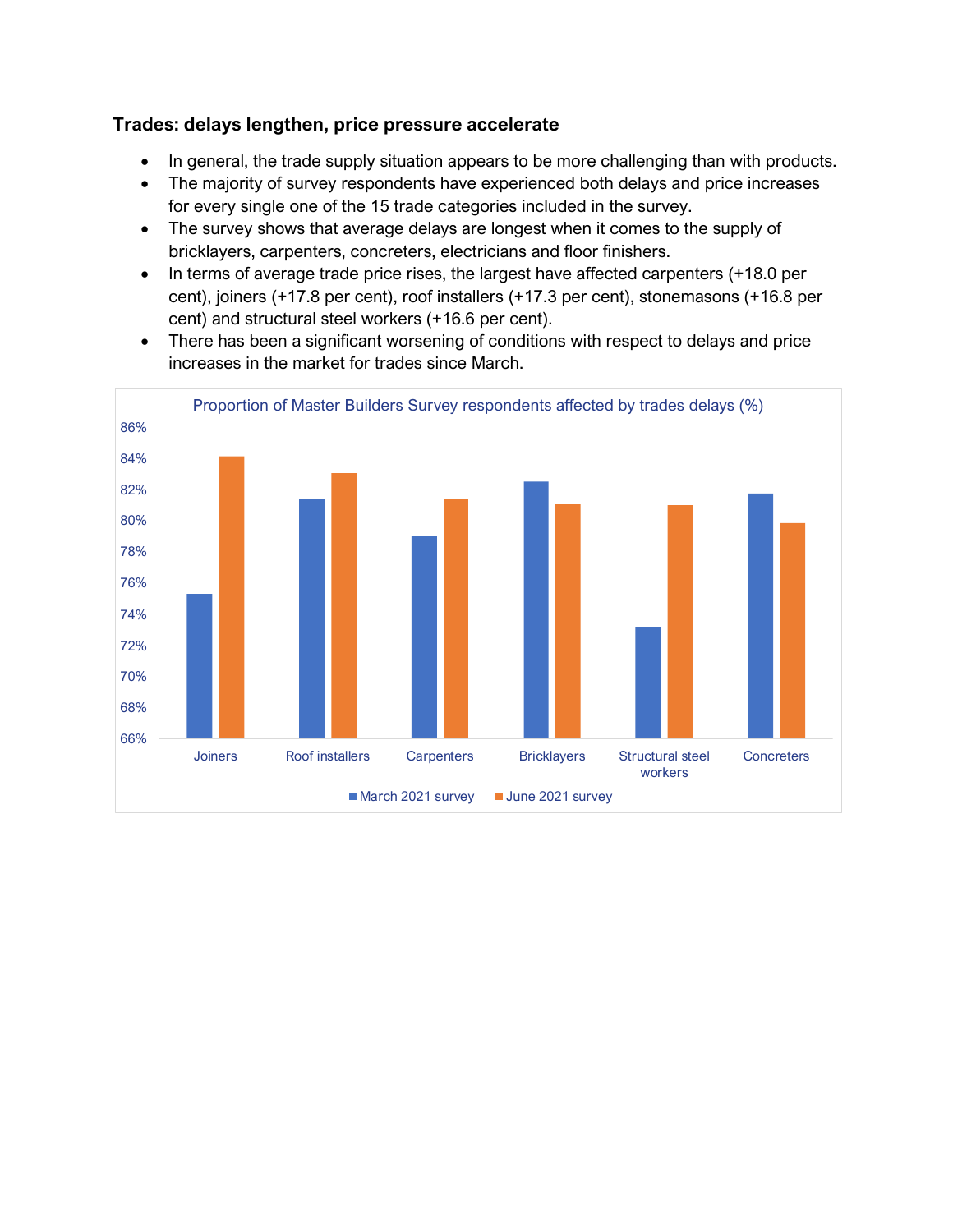### Trades: delays lengthen, price pressure accelerate

- In general, the trade supply situation appears to be more challenging than with products.
- The majority of survey respondents have experienced both delays and price increases for every single one of the 15 trade categories included in the survey.
- The survey shows that average delays are longest when it comes to the supply of bricklayers, carpenters, concreters, electricians and floor finishers.
- In terms of average trade price rises, the largest have affected carpenters (+18.0 per cent), joiners (+17.8 per cent), roof installers (+17.3 per cent), stonemasons (+16.8 per cent) and structural steel workers (+16.6 per cent).
- There has been a significant worsening of conditions with respect to delays and price increases in the market for trades since March.

Proportion of Master Builders Survey respondents affected by trades delays (%)

Joiners, Roof installers, Carpenters, Bricklayers, Structural steel workers, Concreters

March 2021 survey, June 2021 survey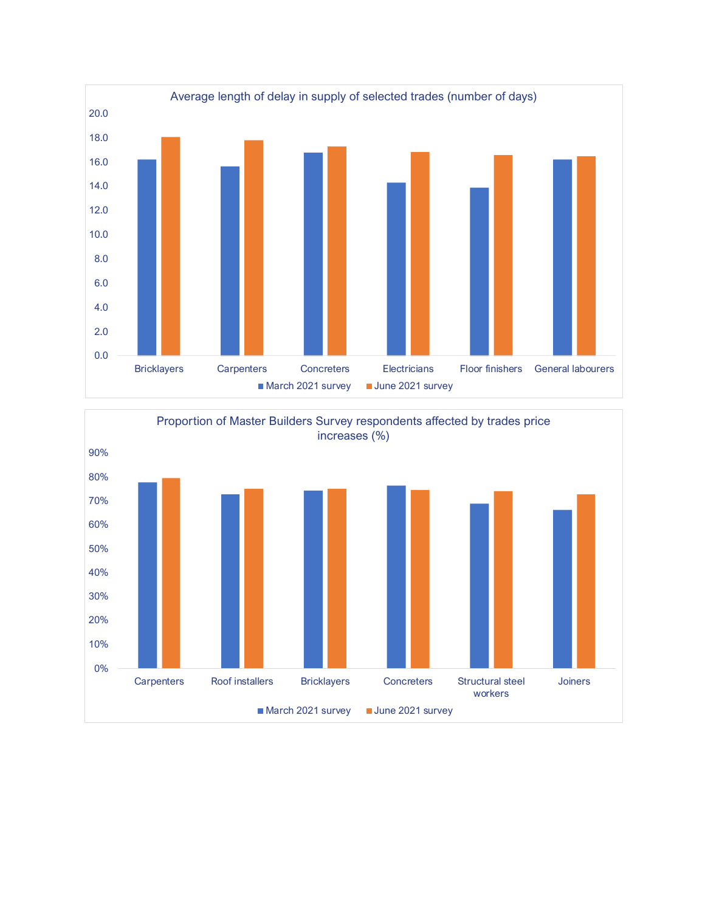Average length of delay in supply of selected trades (number of days)

Proportion of Master Builders Survey respondents affected by trades price increases (%)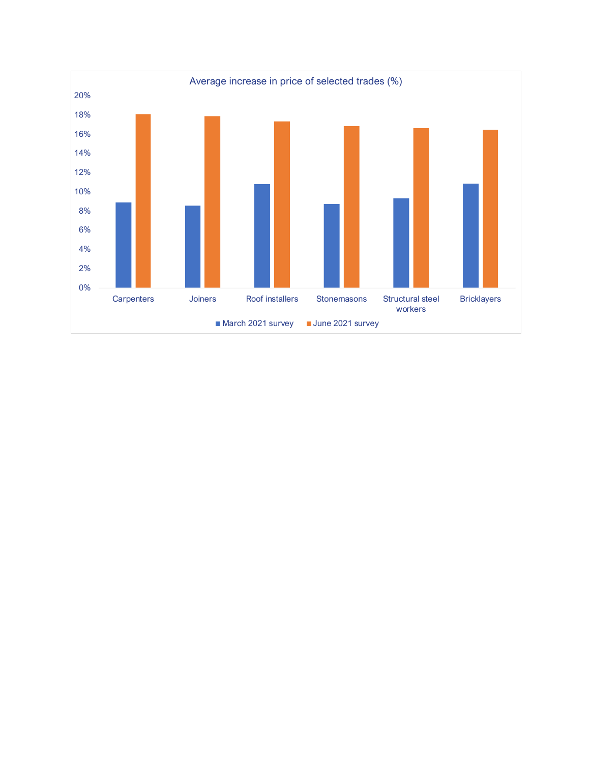Average increase in price of selected trades (%)

| Trade | March 2021 survey | June 2021 survey |
|---|---|---|
| Carpenters | 8.9% | 18.1% |
| Joiners | 8.5% | 17.9% |
| Roof installers | 10.8% | 17.3% |
| Stonemasons | 8.7% | 16.8% |
| Structural steel workers | 9.3% | 16.6% |
| Bricklayers | 10.8% | 16.4% |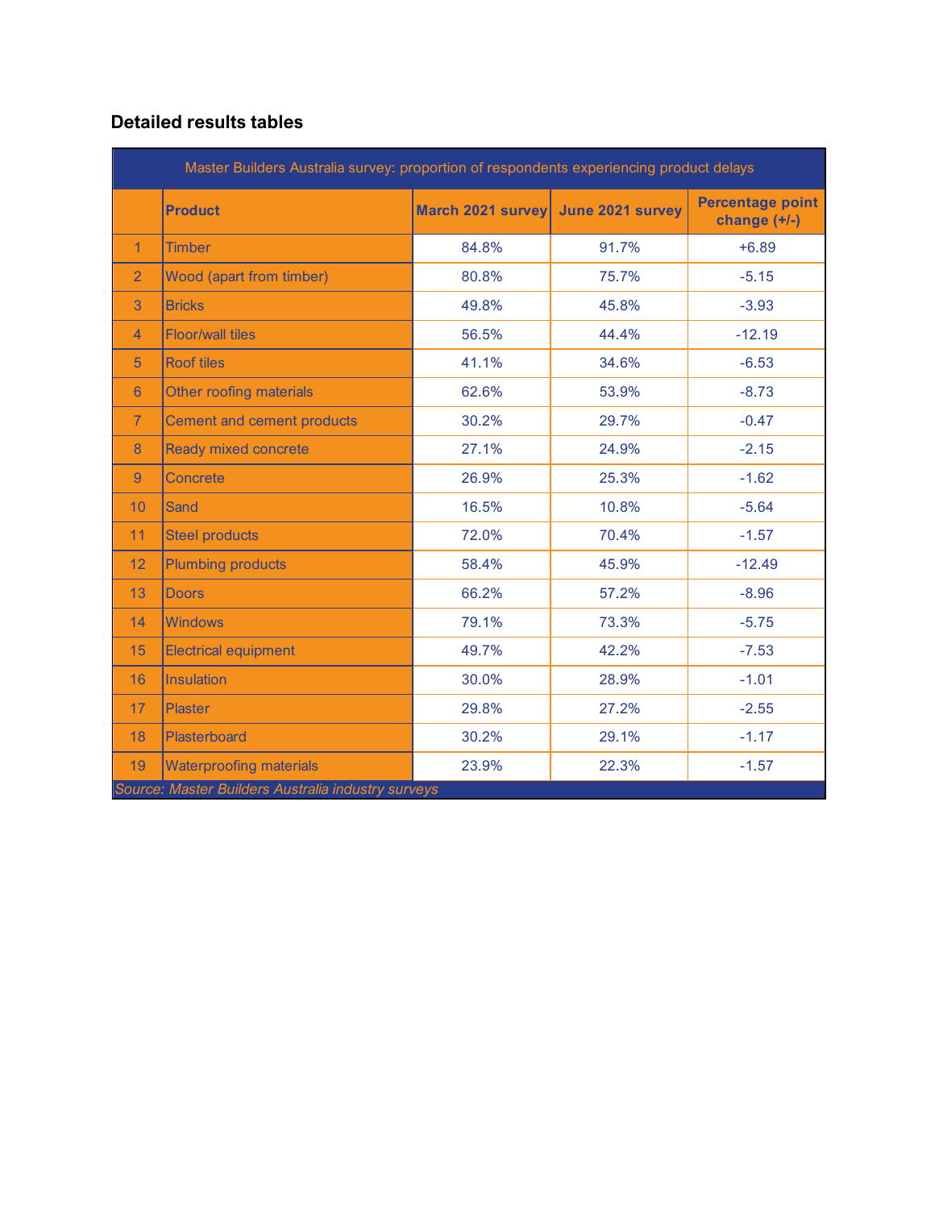## Detailed results tables

| Master Builders Australia survey: proportion of respondents experiencing product delays | | | | |
|---|---|---|---|---|
| | **Product** | **March 2021 survey** | **June 2021 survey** | **Percentage point change (+/-)** |
| 1 | Timber | 84.8% | 91.7% | +6.89 |
| 2 | Wood (apart from timber) | 80.8% | 75.7% | -5.15 |
| 3 | Bricks | 49.8% | 45.8% | -3.93 |
| 4 | Floor/wall tiles | 56.5% | 44.4% | -12.19 |
| 5 | Roof tiles | 41.1% | 34.6% | -6.53 |
| 6 | Other roofing materials | 62.6% | 53.9% | -8.73 |
| 7 | Cement and cement products | 30.2% | 29.7% | -0.47 |
| 8 | Ready mixed concrete | 27.1% | 24.9% | -2.15 |
| 9 | Concrete | 26.9% | 25.3% | -1.62 |
| 10 | Sand | 16.5% | 10.8% | -5.64 |
| 11 | Steel products | 72.0% | 70.4% | -1.57 |
| 12 | Plumbing products | 58.4% | 45.9% | -12.49 |
| 13 | Doors | 66.2% | 57.2% | -8.96 |
| 14 | Windows | 79.1% | 73.3% | -5.75 |
| 15 | Electrical equipment | 49.7% | 42.2% | -7.53 |
| 16 | Insulation | 30.0% | 28.9% | -1.01 |
| 17 | Plaster | 29.8% | 27.2% | -2.55 |
| 18 | Plasterboard | 30.2% | 29.1% | -1.17 |
| 19 | Waterproofing materials | 23.9% | 22.3% | -1.57 |

*Source: Master Builders Australia industry surveys*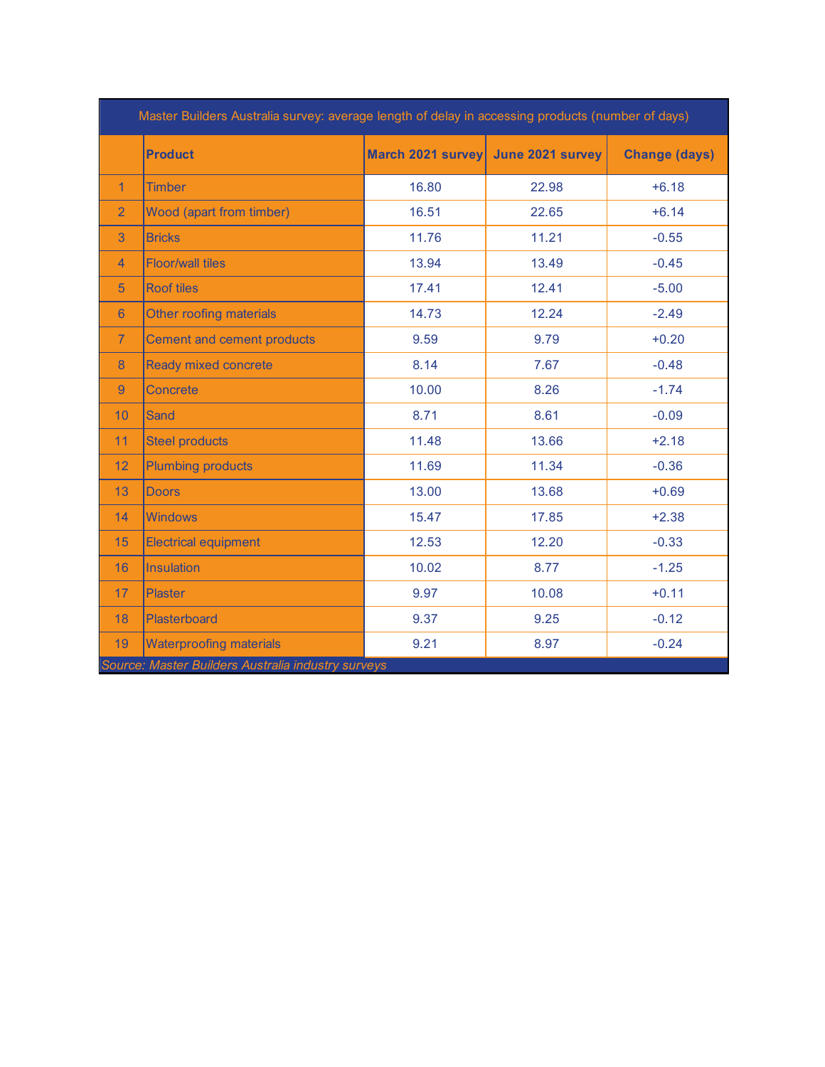| Master Builders Australia survey: average length of delay in accessing products (number of days) | | | | |
|---|---|---|---|---|
| | **Product** | **March 2021 survey** | **June 2021 survey** | **Change (days)** |
| 1 | Timber | 16.80 | 22.98 | +6.18 |
| 2 | Wood (apart from timber) | 16.51 | 22.65 | +6.14 |
| 3 | Bricks | 11.76 | 11.21 | -0.55 |
| 4 | Floor/wall tiles | 13.94 | 13.49 | -0.45 |
| 5 | Roof tiles | 17.41 | 12.41 | -5.00 |
| 6 | Other roofing materials | 14.73 | 12.24 | -2.49 |
| 7 | Cement and cement products | 9.59 | 9.79 | +0.20 |
| 8 | Ready mixed concrete | 8.14 | 7.67 | -0.48 |
| 9 | Concrete | 10.00 | 8.26 | -1.74 |
| 10 | Sand | 8.71 | 8.61 | -0.09 |
| 11 | Steel products | 11.48 | 13.66 | +2.18 |
| 12 | Plumbing products | 11.69 | 11.34 | -0.36 |
| 13 | Doors | 13.00 | 13.68 | +0.69 |
| 14 | Windows | 15.47 | 17.85 | +2.38 |
| 15 | Electrical equipment | 12.53 | 12.20 | -0.33 |
| 16 | Insulation | 10.02 | 8.77 | -1.25 |
| 17 | Plaster | 9.97 | 10.08 | +0.11 |
| 18 | Plasterboard | 9.37 | 9.25 | -0.12 |
| 19 | Waterproofing materials | 9.21 | 8.97 | -0.24 |

*Source: Master Builders Australia industry surveys*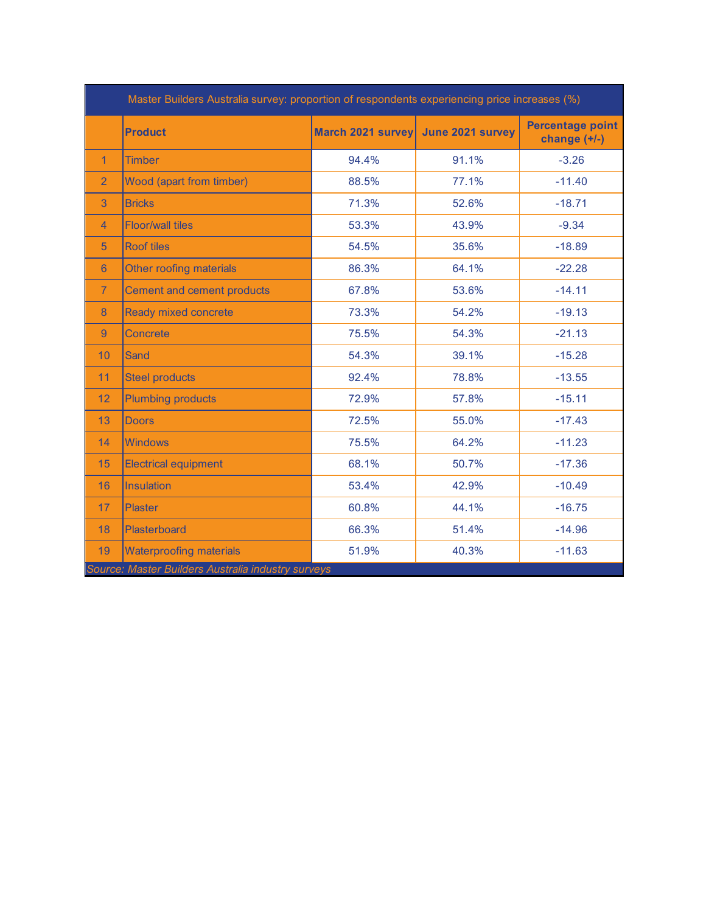| Master Builders Australia survey: proportion of respondents experiencing price increases (%) | | | | |
|---|---|---|---|---|
| | **Product** | **March 2021 survey** | **June 2021 survey** | **Percentage point change (+/-)** |
| 1 | Timber | 94.4% | 91.1% | -3.26 |
| 2 | Wood (apart from timber) | 88.5% | 77.1% | -11.40 |
| 3 | Bricks | 71.3% | 52.6% | -18.71 |
| 4 | Floor/wall tiles | 53.3% | 43.9% | -9.34 |
| 5 | Roof tiles | 54.5% | 35.6% | -18.89 |
| 6 | Other roofing materials | 86.3% | 64.1% | -22.28 |
| 7 | Cement and cement products | 67.8% | 53.6% | -14.11 |
| 8 | Ready mixed concrete | 73.3% | 54.2% | -19.13 |
| 9 | Concrete | 75.5% | 54.3% | -21.13 |
| 10 | Sand | 54.3% | 39.1% | -15.28 |
| 11 | Steel products | 92.4% | 78.8% | -13.55 |
| 12 | Plumbing products | 72.9% | 57.8% | -15.11 |
| 13 | Doors | 72.5% | 55.0% | -17.43 |
| 14 | Windows | 75.5% | 64.2% | -11.23 |
| 15 | Electrical equipment | 68.1% | 50.7% | -17.36 |
| 16 | Insulation | 53.4% | 42.9% | -10.49 |
| 17 | Plaster | 60.8% | 44.1% | -16.75 |
| 18 | Plasterboard | 66.3% | 51.4% | -14.96 |
| 19 | Waterproofing materials | 51.9% | 40.3% | -11.63 |

*Source: Master Builders Australia industry surveys*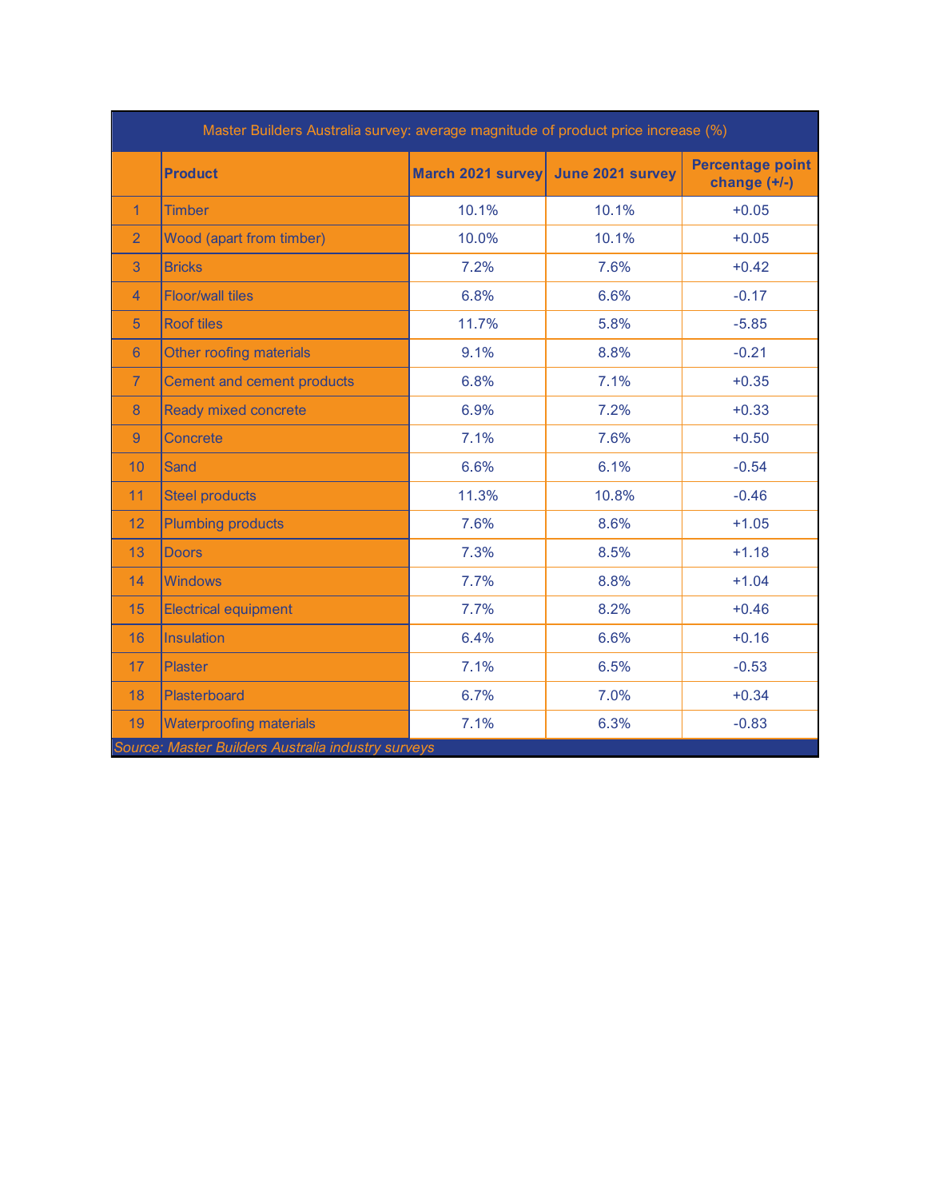| Master Builders Australia survey: average magnitude of product price increase (%) | | | | |
|---|---|---|---|---|
| | **Product** | **March 2021 survey** | **June 2021 survey** | **Percentage point change (+/-)** |
| 1 | Timber | 10.1% | 10.1% | +0.05 |
| 2 | Wood (apart from timber) | 10.0% | 10.1% | +0.05 |
| 3 | Bricks | 7.2% | 7.6% | +0.42 |
| 4 | Floor/wall tiles | 6.8% | 6.6% | -0.17 |
| 5 | Roof tiles | 11.7% | 5.8% | -5.85 |
| 6 | Other roofing materials | 9.1% | 8.8% | -0.21 |
| 7 | Cement and cement products | 6.8% | 7.1% | +0.35 |
| 8 | Ready mixed concrete | 6.9% | 7.2% | +0.33 |
| 9 | Concrete | 7.1% | 7.6% | +0.50 |
| 10 | Sand | 6.6% | 6.1% | -0.54 |
| 11 | Steel products | 11.3% | 10.8% | -0.46 |
| 12 | Plumbing products | 7.6% | 8.6% | +1.05 |
| 13 | Doors | 7.3% | 8.5% | +1.18 |
| 14 | Windows | 7.7% | 8.8% | +1.04 |
| 15 | Electrical equipment | 7.7% | 8.2% | +0.46 |
| 16 | Insulation | 6.4% | 6.6% | +0.16 |
| 17 | Plaster | 7.1% | 6.5% | -0.53 |
| 18 | Plasterboard | 6.7% | 7.0% | +0.34 |
| 19 | Waterproofing materials | 7.1% | 6.3% | -0.83 |

*Source: Master Builders Australia industry surveys*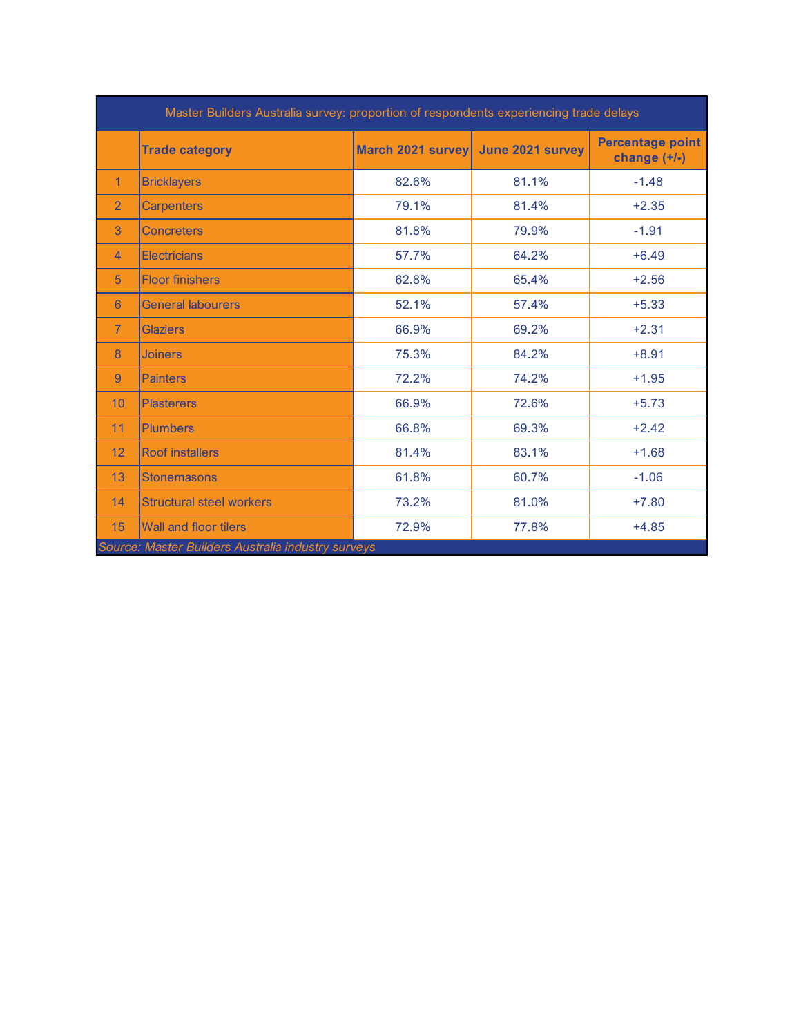| Master Builders Australia survey: proportion of respondents experiencing trade delays | | | | |
|---|---|---|---|---|
| | **Trade category** | **March 2021 survey** | **June 2021 survey** | **Percentage point change (+/-)** |
| 1 | Bricklayers | 82.6% | 81.1% | -1.48 |
| 2 | Carpenters | 79.1% | 81.4% | +2.35 |
| 3 | Concreters | 81.8% | 79.9% | -1.91 |
| 4 | Electricians | 57.7% | 64.2% | +6.49 |
| 5 | Floor finishers | 62.8% | 65.4% | +2.56 |
| 6 | General labourers | 52.1% | 57.4% | +5.33 |
| 7 | Glaziers | 66.9% | 69.2% | +2.31 |
| 8 | Joiners | 75.3% | 84.2% | +8.91 |
| 9 | Painters | 72.2% | 74.2% | +1.95 |
| 10 | Plasterers | 66.9% | 72.6% | +5.73 |
| 11 | Plumbers | 66.8% | 69.3% | +2.42 |
| 12 | Roof installers | 81.4% | 83.1% | +1.68 |
| 13 | Stonemasons | 61.8% | 60.7% | -1.06 |
| 14 | Structural steel workers | 73.2% | 81.0% | +7.80 |
| 15 | Wall and floor tilers | 72.9% | 77.8% | +4.85 |

*Source: Master Builders Australia industry surveys*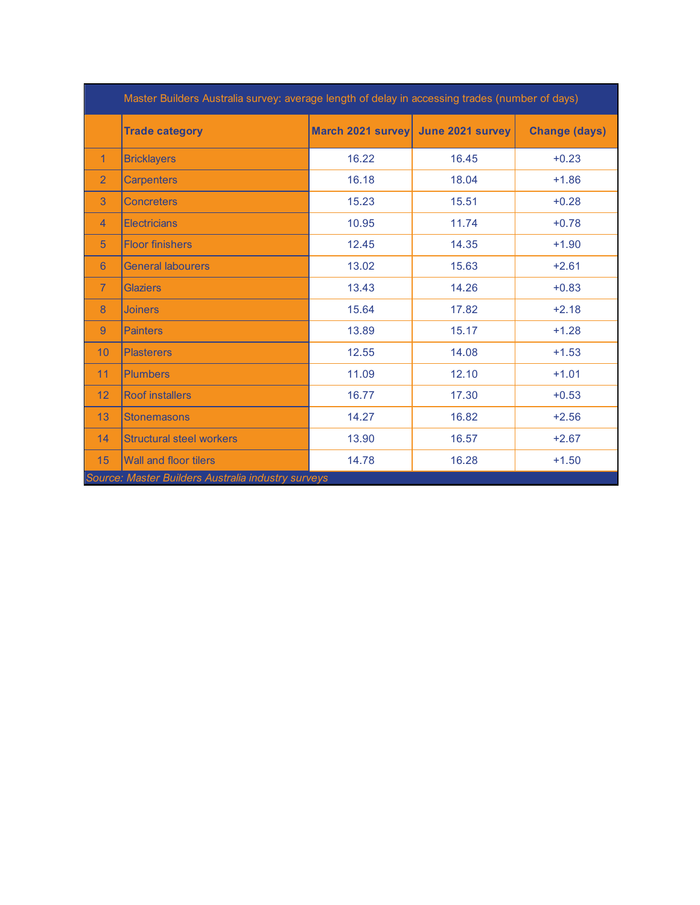| Master Builders Australia survey: average length of delay in accessing trades (number of days) | | | | |
|---|---|---|---|---|
| | **Trade category** | **March 2021 survey** | **June 2021 survey** | **Change (days)** |
| 1 | Bricklayers | 16.22 | 16.45 | +0.23 |
| 2 | Carpenters | 16.18 | 18.04 | +1.86 |
| 3 | Concreters | 15.23 | 15.51 | +0.28 |
| 4 | Electricians | 10.95 | 11.74 | +0.78 |
| 5 | Floor finishers | 12.45 | 14.35 | +1.90 |
| 6 | General labourers | 13.02 | 15.63 | +2.61 |
| 7 | Glaziers | 13.43 | 14.26 | +0.83 |
| 8 | Joiners | 15.64 | 17.82 | +2.18 |
| 9 | Painters | 13.89 | 15.17 | +1.28 |
| 10 | Plasterers | 12.55 | 14.08 | +1.53 |
| 11 | Plumbers | 11.09 | 12.10 | +1.01 |
| 12 | Roof installers | 16.77 | 17.30 | +0.53 |
| 13 | Stonemasons | 14.27 | 16.82 | +2.56 |
| 14 | Structural steel workers | 13.90 | 16.57 | +2.67 |
| 15 | Wall and floor tilers | 14.78 | 16.28 | +1.50 |

*Source: Master Builders Australia industry surveys*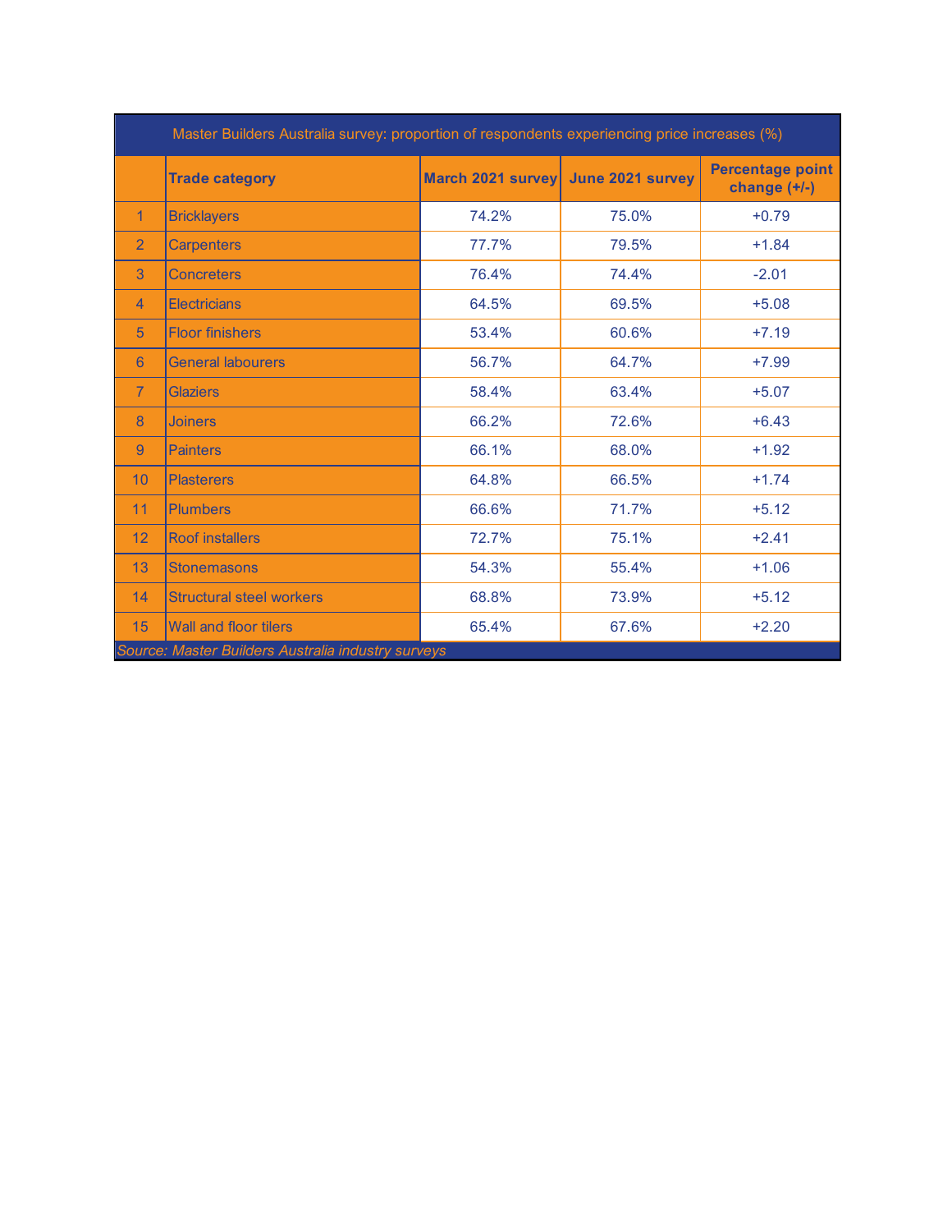| Master Builders Australia survey: proportion of respondents experiencing price increases (%) | | | | |
|---|---|---|---|---|
| | **Trade category** | **March 2021 survey** | **June 2021 survey** | **Percentage point change (+/-)** |
| 1 | Bricklayers | 74.2% | 75.0% | +0.79 |
| 2 | Carpenters | 77.7% | 79.5% | +1.84 |
| 3 | Concreters | 76.4% | 74.4% | -2.01 |
| 4 | Electricians | 64.5% | 69.5% | +5.08 |
| 5 | Floor finishers | 53.4% | 60.6% | +7.19 |
| 6 | General labourers | 56.7% | 64.7% | +7.99 |
| 7 | Glaziers | 58.4% | 63.4% | +5.07 |
| 8 | Joiners | 66.2% | 72.6% | +6.43 |
| 9 | Painters | 66.1% | 68.0% | +1.92 |
| 10 | Plasterers | 64.8% | 66.5% | +1.74 |
| 11 | Plumbers | 66.6% | 71.7% | +5.12 |
| 12 | Roof installers | 72.7% | 75.1% | +2.41 |
| 13 | Stonemasons | 54.3% | 55.4% | +1.06 |
| 14 | Structural steel workers | 68.8% | 73.9% | +5.12 |
| 15 | Wall and floor tilers | 65.4% | 67.6% | +2.20 |

*Source: Master Builders Australia industry surveys*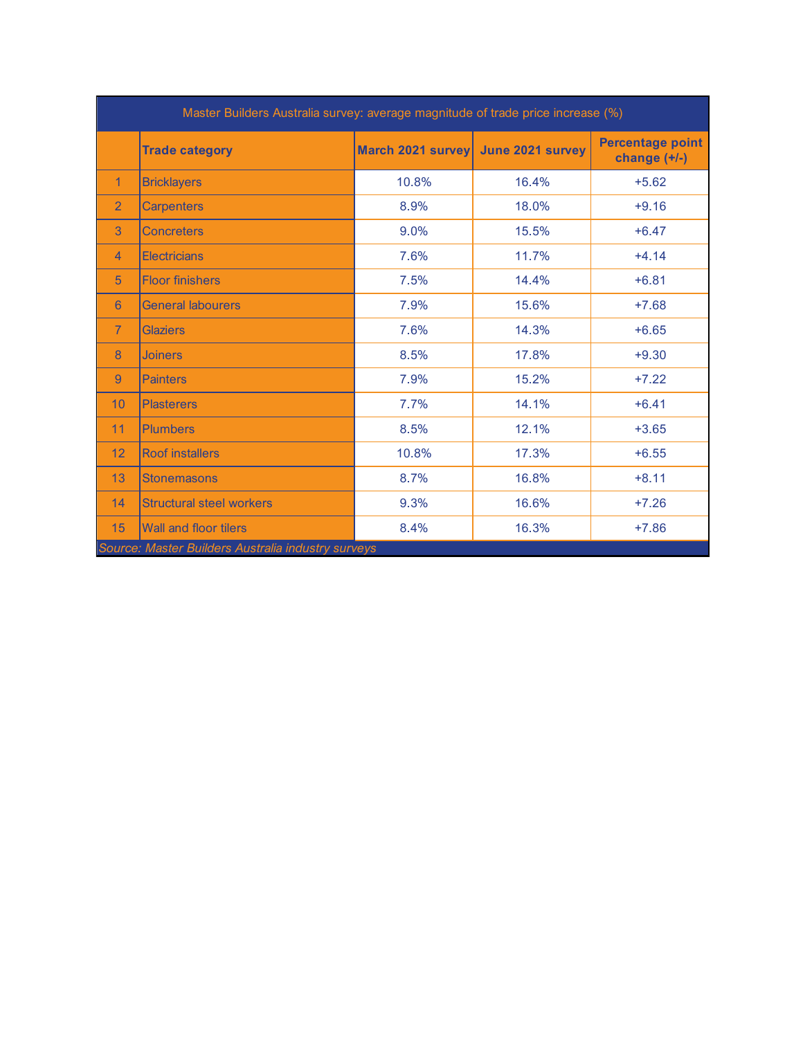| Master Builders Australia survey: average magnitude of trade price increase (%) | | | | |
|---|---|---|---|---|
| | **Trade category** | **March 2021 survey** | **June 2021 survey** | **Percentage point change (+/-)** |
| 1 | Bricklayers | 10.8% | 16.4% | +5.62 |
| 2 | Carpenters | 8.9% | 18.0% | +9.16 |
| 3 | Concreters | 9.0% | 15.5% | +6.47 |
| 4 | Electricians | 7.6% | 11.7% | +4.14 |
| 5 | Floor finishers | 7.5% | 14.4% | +6.81 |
| 6 | General labourers | 7.9% | 15.6% | +7.68 |
| 7 | Glaziers | 7.6% | 14.3% | +6.65 |
| 8 | Joiners | 8.5% | 17.8% | +9.30 |
| 9 | Painters | 7.9% | 15.2% | +7.22 |
| 10 | Plasterers | 7.7% | 14.1% | +6.41 |
| 11 | Plumbers | 8.5% | 12.1% | +3.65 |
| 12 | Roof installers | 10.8% | 17.3% | +6.55 |
| 13 | Stonemasons | 8.7% | 16.8% | +8.11 |
| 14 | Structural steel workers | 9.3% | 16.6% | +7.26 |
| 15 | Wall and floor tilers | 8.4% | 16.3% | +7.86 |

*Source: Master Builders Australia industry surveys*